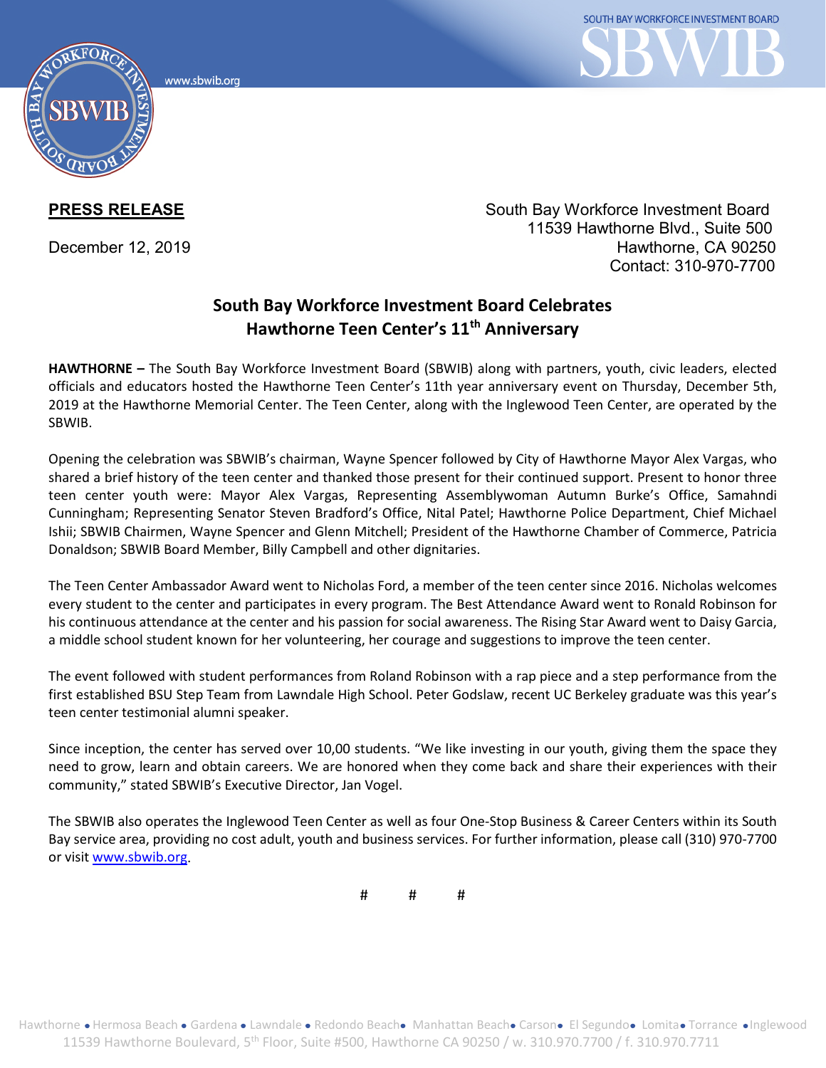**PRESS RELEASE**

December 12, 2019

South Bay Workforce Investment Board
11539 Hawthorne Blvd., Suite 500
Hawthorne, CA 90250
Contact: 310-970-7700

## South Bay Workforce Investment Board Celebrates Hawthorne Teen Center's 11th Anniversary

**HAWTHORNE –** The South Bay Workforce Investment Board (SBWIB) along with partners, youth, civic leaders, elected officials and educators hosted the Hawthorne Teen Center's 11th year anniversary event on Thursday, December 5th, 2019 at the Hawthorne Memorial Center. The Teen Center, along with the Inglewood Teen Center, are operated by the SBWIB.

Opening the celebration was SBWIB's chairman, Wayne Spencer followed by City of Hawthorne Mayor Alex Vargas, who shared a brief history of the teen center and thanked those present for their continued support. Present to honor three teen center youth were: Mayor Alex Vargas, Representing Assemblywoman Autumn Burke's Office, Samahndi Cunningham; Representing Senator Steven Bradford's Office, Nital Patel; Hawthorne Police Department, Chief Michael Ishii; SBWIB Chairmen, Wayne Spencer and Glenn Mitchell; President of the Hawthorne Chamber of Commerce, Patricia Donaldson; SBWIB Board Member, Billy Campbell and other dignitaries.

The Teen Center Ambassador Award went to Nicholas Ford, a member of the teen center since 2016. Nicholas welcomes every student to the center and participates in every program. The Best Attendance Award went to Ronald Robinson for his continuous attendance at the center and his passion for social awareness. The Rising Star Award went to Daisy Garcia, a middle school student known for her volunteering, her courage and suggestions to improve the teen center.

The event followed with student performances from Roland Robinson with a rap piece and a step performance from the first established BSU Step Team from Lawndale High School. Peter Godslaw, recent UC Berkeley graduate was this year's teen center testimonial alumni speaker.

Since inception, the center has served over 10,00 students. "We like investing in our youth, giving them the space they need to grow, learn and obtain careers. We are honored when they come back and share their experiences with their community," stated SBWIB's Executive Director, Jan Vogel.

The SBWIB also operates the Inglewood Teen Center as well as four One-Stop Business & Career Centers within its South Bay service area, providing no cost adult, youth and business services. For further information, please call (310) 970-7700 or visit www.sbwib.org.

# # #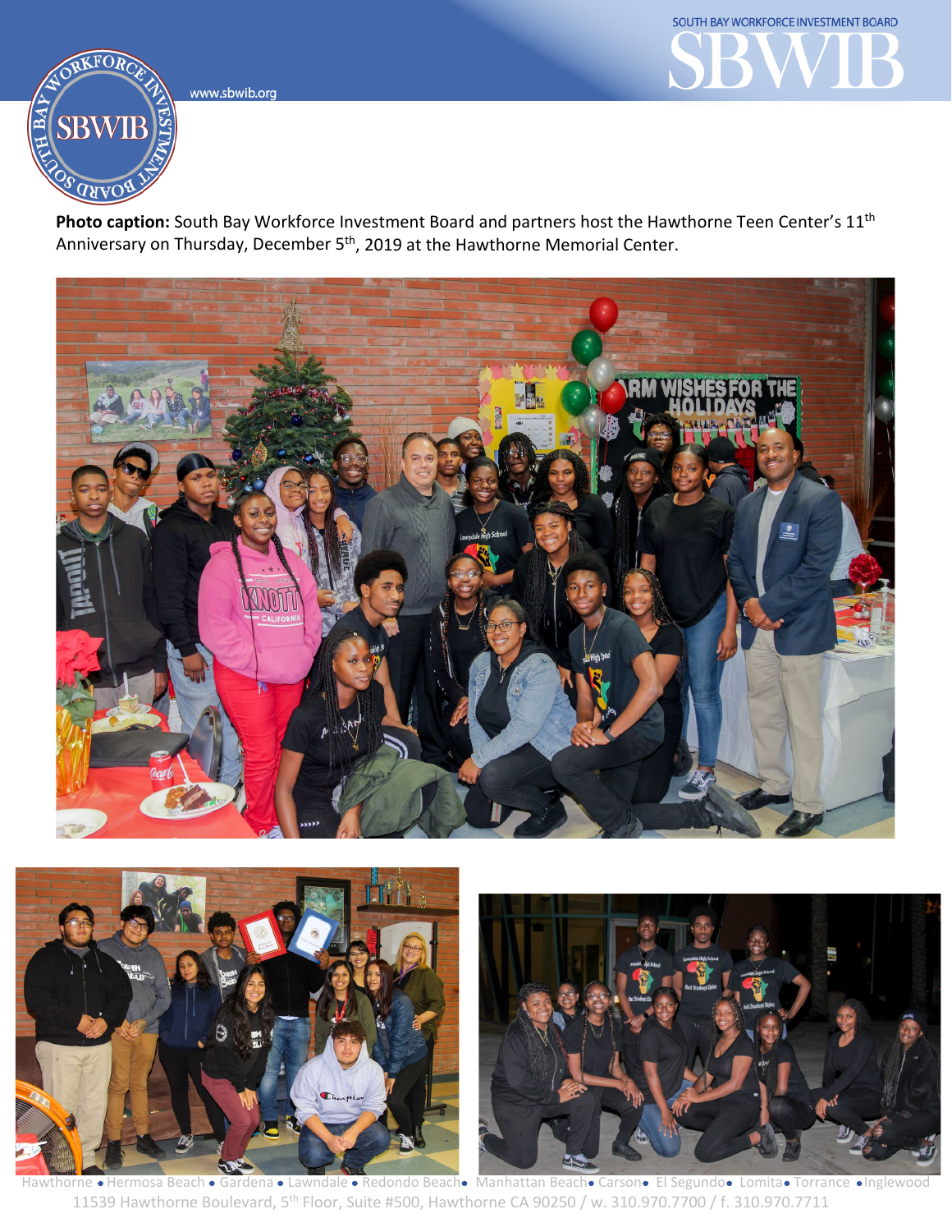**Photo caption:** South Bay Workforce Investment Board and partners host the Hawthorne Teen Center's 11th Anniversary on Thursday, December 5th, 2019 at the Hawthorne Memorial Center.

Hawthorne • Hermosa Beach • Gardena • Lawndale • Redondo Beach • Manhattan Beach • Carson • El Segundo • Lomita • Torrance • Inglewood

11539 Hawthorne Boulevard, 5th Floor, Suite #500, Hawthorne CA 90250 / w. 310.970.7700 / f. 310.970.7711